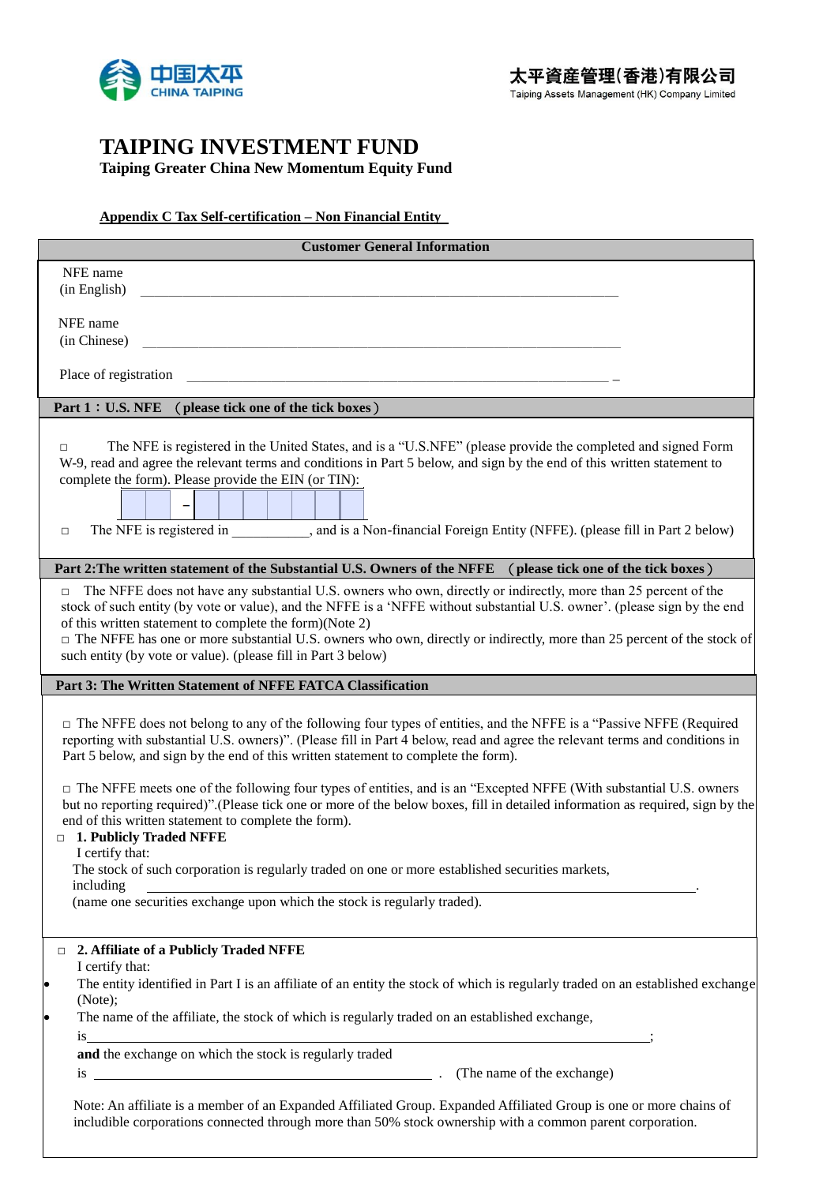中国太平
CHINA TAIPING

太平資産管理(香港)有限公司
Taiping Assets Management (HK) Company Limited

# TAIPING INVESTMENT FUND

**Taiping Greater China New Momentum Equity Fund**

**Appendix C Tax Self-certification – Non Financial Entity**

## Customer General Information

NFE name (in English) \_\_\_\_\_\_\_\_\_\_\_\_\_\_\_\_\_\_\_\_\_\_\_\_\_\_\_\_\_\_\_\_\_\_\_\_\_\_\_\_\_\_\_\_\_\_\_\_\_\_\_\_\_\_

NFE name (in Chinese) \_\_\_\_\_\_\_\_\_\_\_\_\_\_\_\_\_\_\_\_\_\_\_\_\_\_\_\_\_\_\_\_\_\_\_\_\_\_\_\_\_\_\_\_\_\_\_\_\_\_\_\_\_\_

Place of registration \_\_\_\_\_\_\_\_\_\_\_\_\_\_\_\_\_\_\_\_\_\_\_\_\_\_\_\_\_\_\_\_\_\_\_\_\_\_\_\_\_\_\_\_\_\_\_\_\_\_\_\_\_\_

## Part 1：U.S. NFE （please tick one of the tick boxes）

□ The NFE is registered in the United States, and is a "U.S.NFE" (please provide the completed and signed Form W-9, read and agree the relevant terms and conditions in Part 5 below, and sign by the end of this written statement to complete the form). Please provide the EIN (or TIN):

| | | – | | | | | | | |
|---|---|---|---|---|---|---|---|---|---|

□ The NFE is registered in \_\_\_\_\_\_\_\_\_\_\_, and is a Non-financial Foreign Entity (NFFE). (please fill in Part 2 below)

## Part 2:The written statement of the Substantial U.S. Owners of the NFFE （please tick one of the tick boxes）

□ The NFFE does not have any substantial U.S. owners who own, directly or indirectly, more than 25 percent of the stock of such entity (by vote or value), and the NFFE is a 'NFFE without substantial U.S. owner'. (please sign by the end of this written statement to complete the form)(Note 2)

□ The NFFE has one or more substantial U.S. owners who own, directly or indirectly, more than 25 percent of the stock of such entity (by vote or value). (please fill in Part 3 below)

## Part 3: The Written Statement of NFFE FATCA Classification

□ The NFFE does not belong to any of the following four types of entities, and the NFFE is a "Passive NFFE (Required reporting with substantial U.S. owners)". (Please fill in Part 4 below, read and agree the relevant terms and conditions in Part 5 below, and sign by the end of this written statement to complete the form).

□ The NFFE meets one of the following four types of entities, and is an "Excepted NFFE (With substantial U.S. owners but no reporting required)".(Please tick one or more of the below boxes, fill in detailed information as required, sign by the end of this written statement to complete the form).

□ **1. Publicly Traded NFFE**

I certify that:

The stock of such corporation is regularly traded on one or more established securities markets, including \_\_\_\_\_\_\_\_\_\_\_\_\_\_\_\_\_\_\_\_\_\_\_\_\_\_\_\_\_\_\_\_\_\_\_\_\_\_\_\_\_\_\_\_\_\_\_\_\_\_\_\_\_\_.

(name one securities exchange upon which the stock is regularly traded).

□ **2. Affiliate of a Publicly Traded NFFE**

I certify that:

- The entity identified in Part I is an affiliate of an entity the stock of which is regularly traded on an established exchange (Note);
- The name of the affiliate, the stock of which is regularly traded on an established exchange, is \_\_\_\_\_\_\_\_\_\_\_\_\_\_\_\_\_\_\_\_\_\_\_\_\_\_\_\_\_\_\_\_\_\_\_\_\_\_\_\_\_\_\_\_\_\_\_\_\_\_\_\_\_\_;

**and** the exchange on which the stock is regularly traded is \_\_\_\_\_\_\_\_\_\_\_\_\_\_\_\_\_\_\_\_\_\_\_\_\_\_\_\_\_\_\_\_\_\_\_\_\_\_ . (The name of the exchange)

Note: An affiliate is a member of an Expanded Affiliated Group. Expanded Affiliated Group is one or more chains of includible corporations connected through more than 50% stock ownership with a common parent corporation.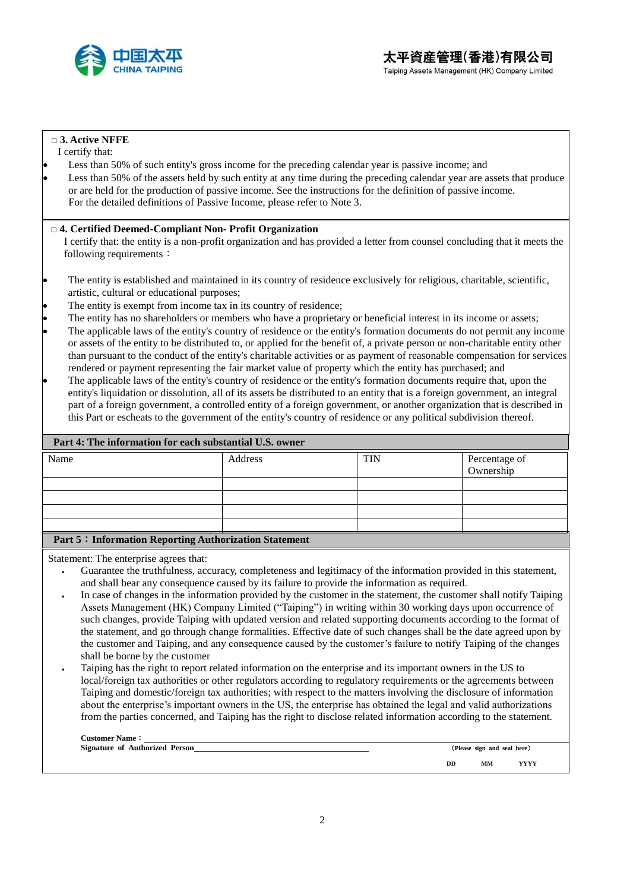□ **3. Active NFFE**

I certify that:

- Less than 50% of such entity's gross income for the preceding calendar year is passive income; and
- Less than 50% of the assets held by such entity at any time during the preceding calendar year are assets that produce or are held for the production of passive income. See the instructions for the definition of passive income.
  For the detailed definitions of Passive Income, please refer to Note 3.

□ **4. Certified Deemed-Compliant Non- Profit Organization**

I certify that: the entity is a non-profit organization and has provided a letter from counsel concluding that it meets the following requirements：

- The entity is established and maintained in its country of residence exclusively for religious, charitable, scientific, artistic, cultural or educational purposes;
- The entity is exempt from income tax in its country of residence;
- The entity has no shareholders or members who have a proprietary or beneficial interest in its income or assets;
- The applicable laws of the entity's country of residence or the entity's formation documents do not permit any income or assets of the entity to be distributed to, or applied for the benefit of, a private person or non-charitable entity other than pursuant to the conduct of the entity's charitable activities or as payment of reasonable compensation for services rendered or payment representing the fair market value of property which the entity has purchased; and
- The applicable laws of the entity's country of residence or the entity's formation documents require that, upon the entity's liquidation or dissolution, all of its assets be distributed to an entity that is a foreign government, an integral part of a foreign government, a controlled entity of a foreign government, or another organization that is described in this Part or escheats to the government of the entity's country of residence or any political subdivision thereof.

## Part 4: The information for each substantial U.S. owner

| Name | Address | TIN | Percentage of Ownership |
|---|---|---|---|
| | | | |
| | | | |
| | | | |
| | | | |

## Part 5：Information Reporting Authorization Statement

Statement: The enterprise agrees that:

- Guarantee the truthfulness, accuracy, completeness and legitimacy of the information provided in this statement, and shall bear any consequence caused by its failure to provide the information as required.
- In case of changes in the information provided by the customer in the statement, the customer shall notify Taiping Assets Management (HK) Company Limited ("Taiping") in writing within 30 working days upon occurrence of such changes, provide Taiping with updated version and related supporting documents according to the format of the statement, and go through change formalities. Effective date of such changes shall be the date agreed upon by the customer and Taiping, and any consequence caused by the customer's failure to notify Taiping of the changes shall be borne by the customer
- Taiping has the right to report related information on the enterprise and its important owners in the US to local/foreign tax authorities or other regulators according to regulatory requirements or the agreements between Taiping and domestic/foreign tax authorities; with respect to the matters involving the disclosure of information about the enterprise's important owners in the US, the enterprise has obtained the legal and valid authorizations from the parties concerned, and Taiping has the right to disclose related information according to the statement.

**Customer Name：**\_\_\_\_\_\_\_\_\_\_\_\_\_\_\_\_\_\_\_\_\_\_\_\_\_\_\_\_\_\_\_\_\_\_\_\_\_\_\_\_

**Signature of Authorized Person**\_\_\_\_\_\_\_\_\_\_\_\_\_\_\_\_\_\_\_\_\_\_\_\_\_\_\_\_\_\_\_\_\_\_\_\_\_\_\_\_ （**Please sign and seal here**）

**DD** **MM** **YYYY**